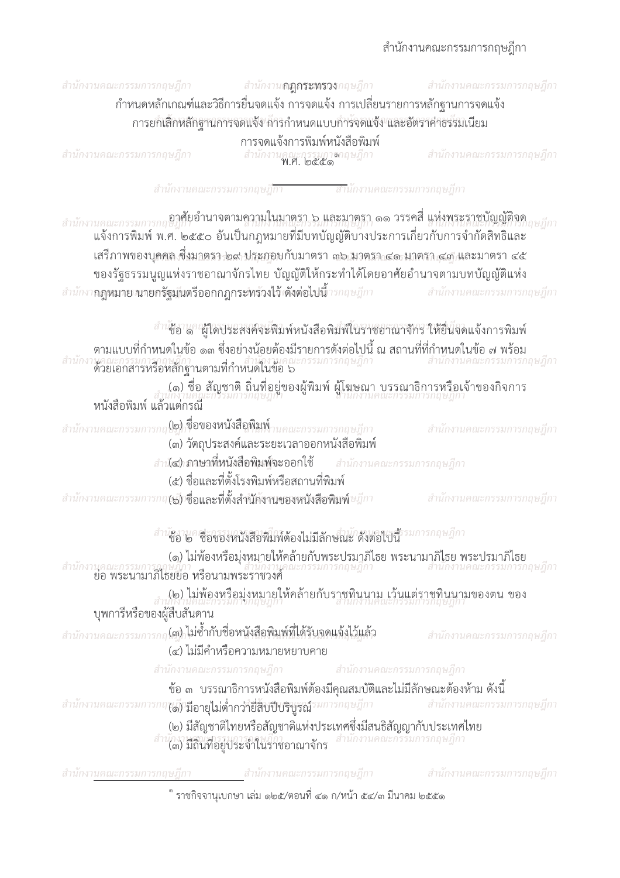# กฎกระทรวง

## กำหนดหลักเกณฑ์และวิธีการยื่นจดแจ้ง การจดแจ้ง การเปลี่ยนรายการหลักฐานการจดแจ้ง การยกเลิกหลักฐานการจดแจ้ง การกำหนดแบบการจดแจ้ง และอัตราค่าธรรมเนียม การจดแจ้งการพิมพ์หนังสือพิมพ์

## พ.ศ. ๒๕๕๑[๑]

---

อาศัยอำนาจตามความในมาตรา ๖ และมาตรา ๑๑ วรรคสี่ แห่งพระราชบัญญัติจดแจ้งการพิมพ์ พ.ศ. ๒๕๕๐ อันเป็นกฎหมายที่มีบทบัญญัติบางประการเกี่ยวกับการจำกัดสิทธิและเสรีภาพของบุคคล ซึ่งมาตรา ๒๙ ประกอบกับมาตรา ๓๖ มาตรา ๔๑ มาตรา ๔๓ และมาตรา ๔๕ ของรัฐธรรมนูญแห่งราชอาณาจักรไทย บัญญัติให้กระทำได้โดยอาศัยอำนาจตามบทบัญญัติแห่งกฎหมาย นายกรัฐมนตรีออกกฎกระทรวงไว้ ดังต่อไปนี้

ข้อ ๑ ผู้ใดประสงค์จะพิมพ์หนังสือพิมพ์ในราชอาณาจักร ให้ยื่นจดแจ้งการพิมพ์ตามแบบที่กำหนดในข้อ ๑๓ ซึ่งอย่างน้อยต้องมีรายการดังต่อไปนี้ ณ สถานที่ที่กำหนดในข้อ ๗ พร้อมด้วยเอกสารหรือหลักฐานตามที่กำหนดในข้อ ๖

(๑) ชื่อ สัญชาติ ถิ่นที่อยู่ของผู้พิมพ์ ผู้โฆษณา บรรณาธิการหรือเจ้าของกิจการหนังสือพิมพ์ แล้วแต่กรณี

(๒) ชื่อของหนังสือพิมพ์

(๓) วัตถุประสงค์และระยะเวลาออกหนังสือพิมพ์

(๔) ภาษาที่หนังสือพิมพ์จะออกใช้

(๕) ชื่อและที่ตั้งโรงพิมพ์หรือสถานที่พิมพ์

(๖) ชื่อและที่ตั้งสำนักงานของหนังสือพิมพ์

ข้อ ๒ ชื่อของหนังสือพิมพ์ต้องไม่มีลักษณะ ดังต่อไปนี้

(๑) ไม่พ้องหรือมุ่งหมายให้คล้ายกับพระปรมาภิไธย พระนามาภิไธย พระปรมาภิไธยย่อ พระนามาภิไธยย่อ หรือนามพระราชวงศ์

(๒) ไม่พ้องหรือมุ่งหมายให้คล้ายกับราชทินนาม เว้นแต่ราชทินนามของตน ของบุพการีหรือของผู้สืบสันดาน

(๓) ไม่ซ้ำกับชื่อหนังสือพิมพ์ที่ได้รับจดแจ้งไว้แล้ว

(๔) ไม่มีคำหรือความหมายหยาบคาย

ข้อ ๓ บรรณาธิการหนังสือพิมพ์ต้องมีคุณสมบัติและไม่มีลักษณะต้องห้าม ดังนี้

(๑) มีอายุไม่ต่ำกว่ายี่สิบปีบริบูรณ์

(๒) มีสัญชาติไทยหรือสัญชาติแห่งประเทศซึ่งมีสนธิสัญญากับประเทศไทย

(๓) มีถิ่นที่อยู่ประจำในราชอาณาจักร

---

[๑] ราชกิจจานุเบกษา เล่ม ๑๒๕/ตอนที่ ๔๑ ก/หน้า ๕๔/๓ มีนาคม ๒๕๕๑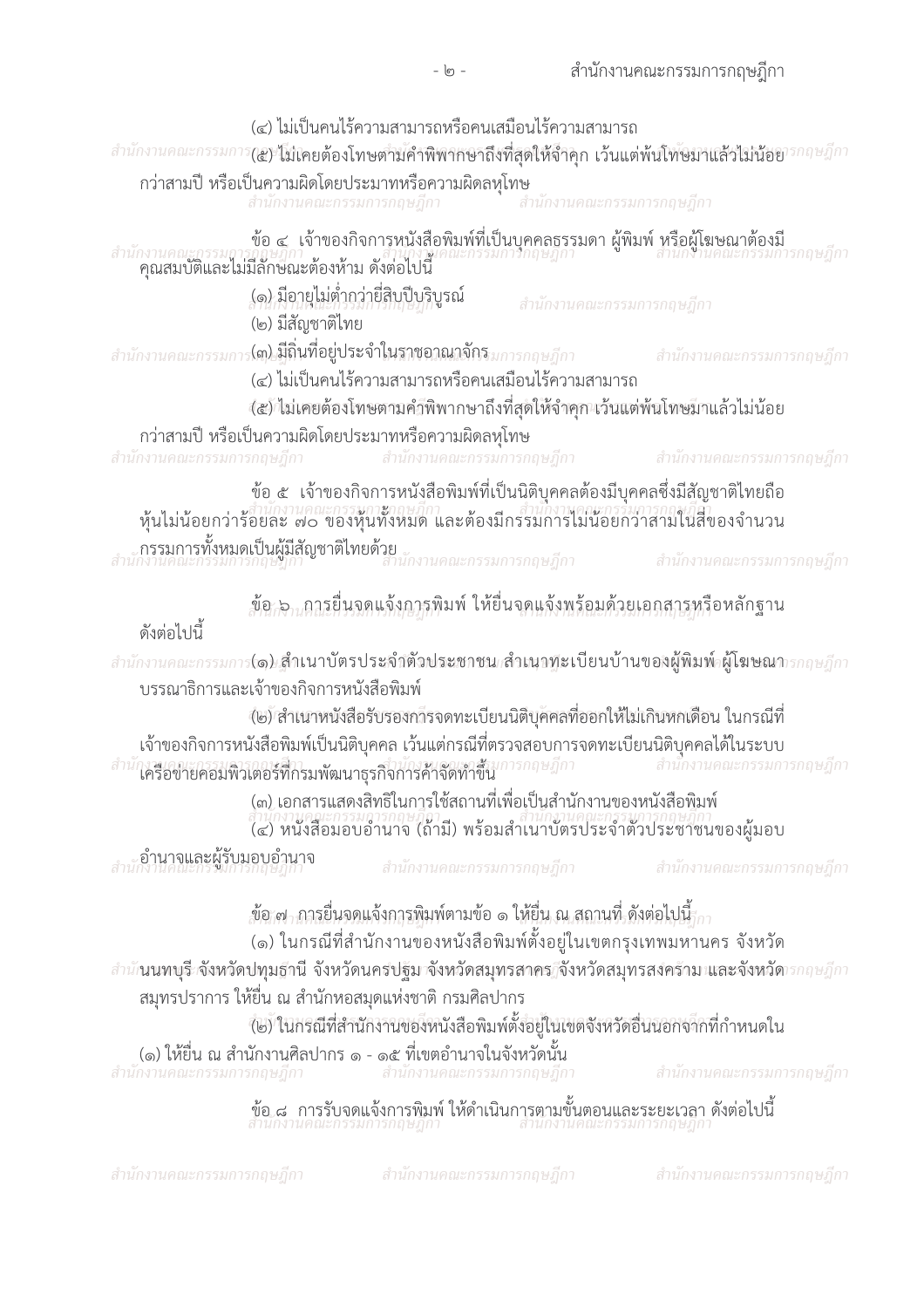(๔) ไม่เป็นคนไร้ความสามารถหรือคนเสมือนไร้ความสามารถ

(๕) ไม่เคยต้องโทษตามคำพิพากษาถึงที่สุดให้จำคุก เว้นแต่พ้นโทษมาแล้วไม่น้อยกว่าสามปี หรือเป็นความผิดโดยประมาทหรือความผิดลหุโทษ

ข้อ ๔ เจ้าของกิจการหนังสือพิมพ์ที่เป็นบุคคลธรรมดา ผู้พิมพ์ หรือผู้โฆษณาต้องมีคุณสมบัติและไม่มีลักษณะต้องห้าม ดังต่อไปนี้

(๑) มีอายุไม่ต่ำกว่ายี่สิบปีบริบูรณ์

(๒) มีสัญชาติไทย

(๓) มีถิ่นที่อยู่ประจำในราชอาณาจักร

(๔) ไม่เป็นคนไร้ความสามารถหรือคนเสมือนไร้ความสามารถ

(๕) ไม่เคยต้องโทษตามคำพิพากษาถึงที่สุดให้จำคุก เว้นแต่พ้นโทษมาแล้วไม่น้อยกว่าสามปี หรือเป็นความผิดโดยประมาทหรือความผิดลหุโทษ

ข้อ ๕ เจ้าของกิจการหนังสือพิมพ์ที่เป็นนิติบุคคลต้องมีบุคคลซึ่งมีสัญชาติไทยถือหุ้นไม่น้อยกว่าร้อยละ ๗๐ ของหุ้นทั้งหมด และต้องมีกรรมการไม่น้อยกว่าสามในสี่ของจำนวนกรรมการทั้งหมดเป็นผู้มีสัญชาติไทยด้วย

ข้อ ๖ การยื่นจดแจ้งการพิมพ์ ให้ยื่นจดแจ้งพร้อมด้วยเอกสารหรือหลักฐาน ดังต่อไปนี้

(๑) สำเนาบัตรประจำตัวประชาชน สำเนาทะเบียนบ้านของผู้พิมพ์ ผู้โฆษณา บรรณาธิการและเจ้าของกิจการหนังสือพิมพ์

(๒) สำเนาหนังสือรับรองการจดทะเบียนนิติบุคคลที่ออกให้ไม่เกินหกเดือน ในกรณีที่เจ้าของกิจการหนังสือพิมพ์เป็นนิติบุคคล เว้นแต่กรณีที่ตรวจสอบการจดทะเบียนนิติบุคคลได้ในระบบเครือข่ายคอมพิวเตอร์ที่กรมพัฒนาธุรกิจการค้าจัดทำขึ้น

(๓) เอกสารแสดงสิทธิในการใช้สถานที่เพื่อเป็นสำนักงานของหนังสือพิมพ์

(๔) หนังสือมอบอำนาจ (ถ้ามี) พร้อมสำเนาบัตรประจำตัวประชาชนของผู้มอบอำนาจและผู้รับมอบอำนาจ

ข้อ ๗ การยื่นจดแจ้งการพิมพ์ตามข้อ ๑ ให้ยื่น ณ สถานที่ ดังต่อไปนี้

(๑) ในกรณีที่สำนักงานของหนังสือพิมพ์ตั้งอยู่ในเขตกรุงเทพมหานคร จังหวัดนนทบุรี จังหวัดปทุมธานี จังหวัดนครปฐม จังหวัดสมุทรสาคร จังหวัดสมุทรสงคราม และจังหวัดสมุทรปราการ ให้ยื่น ณ สำนักหอสมุดแห่งชาติ กรมศิลปากร

(๒) ในกรณีที่สำนักงานของหนังสือพิมพ์ตั้งอยู่ในเขตจังหวัดอื่นนอกจากที่กำหนดใน (๑) ให้ยื่น ณ สำนักงานศิลปากร ๑ - ๑๕ ที่เขตอำนาจในจังหวัดนั้น

ข้อ ๘ การรับจดแจ้งการพิมพ์ ให้ดำเนินการตามขั้นตอนและระยะเวลา ดังต่อไปนี้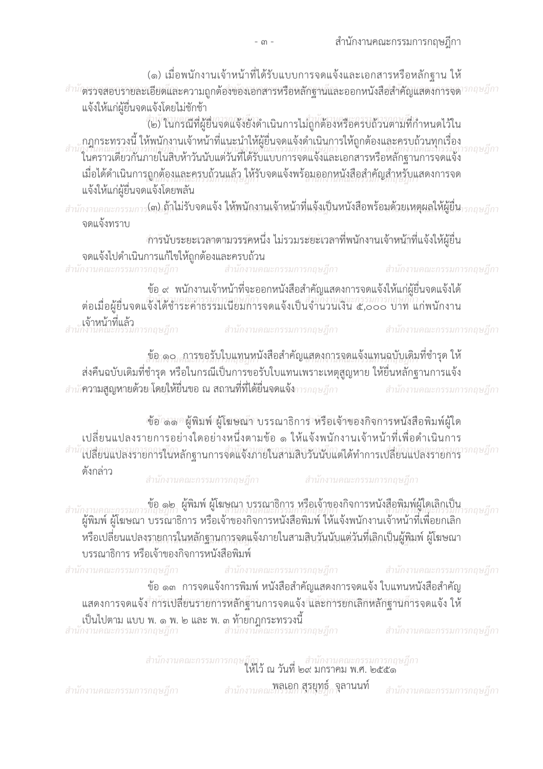(๑) เมื่อพนักงานเจ้าหน้าที่ได้รับแบบการจดแจ้งและเอกสารหรือหลักฐาน ให้ตรวจสอบรายละเอียดและความถูกต้องของเอกสารหรือหลักฐานและออกหนังสือสำคัญแสดงการจดแจ้งให้แก่ผู้ยื่นจดแจ้งโดยไม่ชักช้า

(๒) ในกรณีที่ผู้ยื่นจดแจ้งยังดำเนินการไม่ถูกต้องหรือครบถ้วนตามที่กำหนดไว้ในกฎกระทรวงนี้ ให้พนักงานเจ้าหน้าที่แนะนำให้ผู้ยื่นจดแจ้งดำเนินการให้ถูกต้องและครบถ้วนทุกเรื่องในคราวเดียวกันภายในสิบห้าวันนับแต่วันที่ได้รับแบบการจดแจ้งและเอกสารหรือหลักฐานการจดแจ้ง เมื่อได้ดำเนินการถูกต้องและครบถ้วนแล้ว ให้รับจดแจ้งพร้อมออกหนังสือสำคัญสำหรับแสดงการจดแจ้งให้แก่ผู้ยื่นจดแจ้งโดยพลัน

(๓) ถ้าไม่รับจดแจ้ง ให้พนักงานเจ้าหน้าที่แจ้งเป็นหนังสือพร้อมด้วยเหตุผลให้ผู้ยื่นจดแจ้งทราบ

การนับระยะเวลาตามวรรคหนึ่ง ไม่รวมระยะเวลาที่พนักงานเจ้าหน้าที่แจ้งให้ผู้ยื่นจดแจ้งไปดำเนินการแก้ไขให้ถูกต้องและครบถ้วน

ข้อ ๙ พนักงานเจ้าหน้าที่จะออกหนังสือสำคัญแสดงการจดแจ้งให้แก่ผู้ยื่นจดแจ้งได้ต่อเมื่อผู้ยื่นจดแจ้งได้ชำระค่าธรรมเนียมการจดแจ้งเป็นจำนวนเงิน ๕,๐๐๐ บาท แก่พนักงานเจ้าหน้าที่แล้ว

ข้อ ๑๐ การขอรับใบแทนหนังสือสำคัญแสดงการจดแจ้งแทนฉบับเดิมที่ชำรุด ให้ส่งคืนฉบับเดิมที่ชำรุด หรือในกรณีเป็นการขอรับใบแทนเพราะเหตุสูญหาย ให้ยื่นหลักฐานการแจ้งความสูญหายด้วย โดยให้ยื่นขอ ณ สถานที่ที่ได้ยื่นจดแจ้ง

ข้อ ๑๑ ผู้พิมพ์ ผู้โฆษณา บรรณาธิการ หรือเจ้าของกิจการหนังสือพิมพ์ผู้ใดเปลี่ยนแปลงรายการอย่างใดอย่างหนึ่งตามข้อ ๑ ให้แจ้งพนักงานเจ้าหน้าที่เพื่อดำเนินการเปลี่ยนแปลงรายการในหลักฐานการจดแจ้งภายในสามสิบวันนับแต่ได้ทำการเปลี่ยนแปลงรายการดังกล่าว

ข้อ ๑๒ ผู้พิมพ์ ผู้โฆษณา บรรณาธิการ หรือเจ้าของกิจการหนังสือพิมพ์ผู้ใดเลิกเป็นผู้พิมพ์ ผู้โฆษณา บรรณาธิการ หรือเจ้าของกิจการหนังสือพิมพ์ ให้แจ้งพนักงานเจ้าหน้าที่เพื่อยกเลิกหรือเปลี่ยนแปลงรายการในหลักฐานการจดแจ้งภายในสามสิบวันนับแต่วันที่เลิกเป็นผู้พิมพ์ ผู้โฆษณา บรรณาธิการ หรือเจ้าของกิจการหนังสือพิมพ์

ข้อ ๑๓ การจดแจ้งการพิมพ์ หนังสือสำคัญแสดงการจดแจ้ง ใบแทนหนังสือสำคัญแสดงการจดแจ้ง การเปลี่ยนรายการหลักฐานการจดแจ้ง และการยกเลิกหลักฐานการจดแจ้ง ให้เป็นไปตาม แบบ พ. ๑ พ. ๒ และ พ. ๓ ท้ายกฎกระทรวงนี้

ให้ไว้ ณ วันที่ ๒๙ มกราคม พ.ศ. ๒๕๕๑

พลเอก สุรยุทธ์ จุลานนท์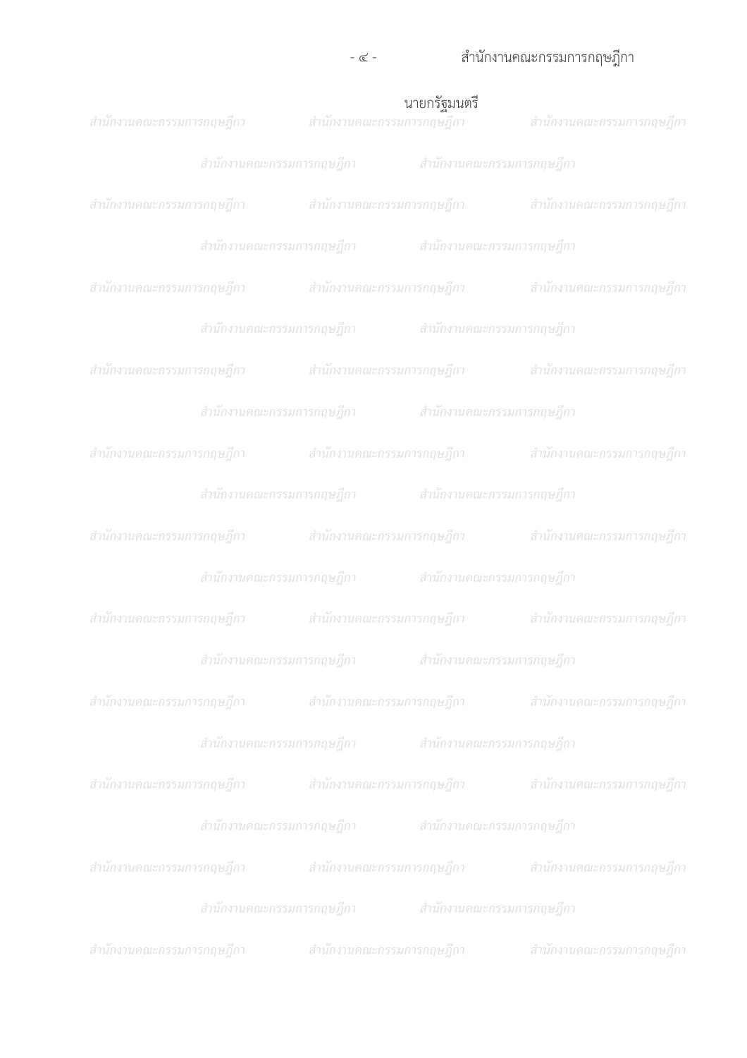นายกรัฐมนตรี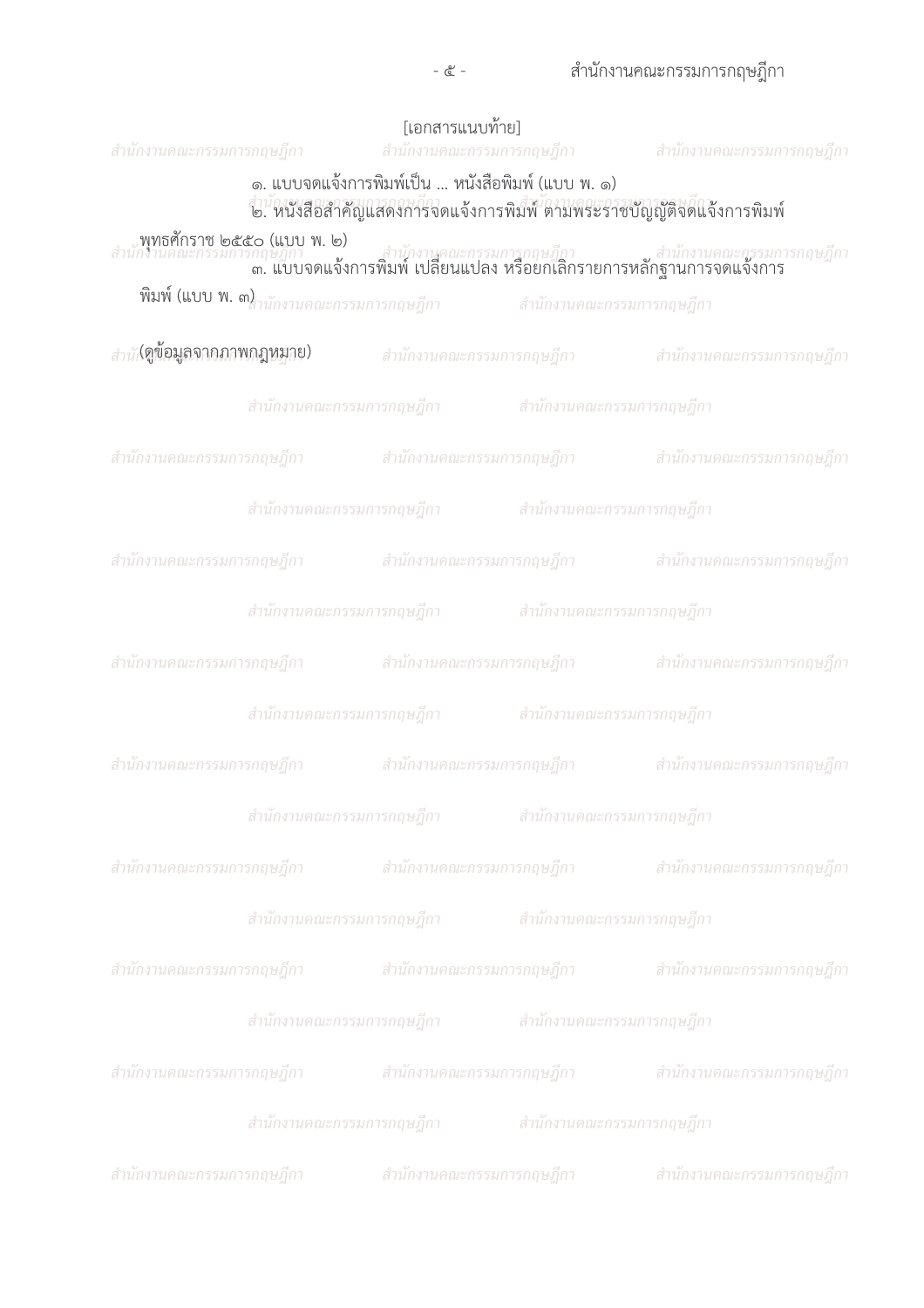[เอกสารแนบท้าย]

๑. แบบจดแจ้งการพิมพ์เป็น ... หนังสือพิมพ์ (แบบ พ. ๑)

๒. หนังสือสำคัญแสดงการจดแจ้งการพิมพ์ ตามพระราชบัญญัติจดแจ้งการพิมพ์ พุทธศักราช ๒๕๕๐ (แบบ พ. ๒)

๓. แบบจดแจ้งการพิมพ์ เปลี่ยนแปลง หรือยกเลิกรายการหลักฐานการจดแจ้งการพิมพ์ (แบบ พ. ๓)

(ดูข้อมูลจากภาพกฎหมาย)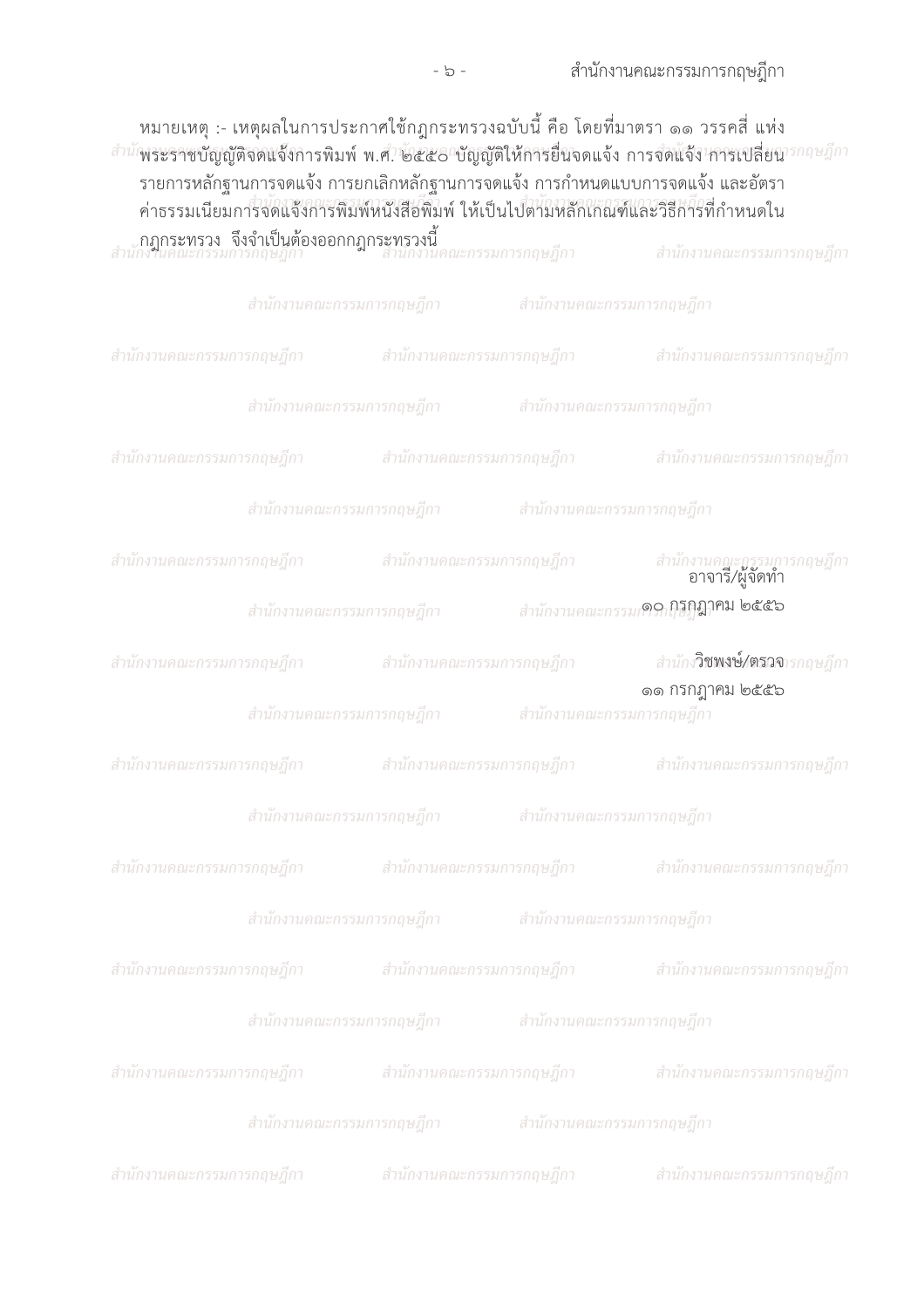หมายเหตุ :- เหตุผลในการประกาศใช้กฎกระทรวงฉบับนี้ คือ โดยที่มาตรา ๑๑ วรรคสี่ แห่งพระราชบัญญัติจดแจ้งการพิมพ์ พ.ศ. ๒๕๕๐ บัญญัติให้การยื่นจดแจ้ง การจดแจ้ง การเปลี่ยนรายการหลักฐานการจดแจ้ง การยกเลิกหลักฐานการจดแจ้ง การกำหนดแบบการจดแจ้ง และอัตราค่าธรรมเนียมการจดแจ้งการพิมพ์หนังสือพิมพ์ ให้เป็นไปตามหลักเกณฑ์และวิธีการที่กำหนดในกฎกระทรวง จึงจำเป็นต้องออกกฎกระทรวงนี้

อาจารี/ผู้จัดทำ
๑๐ กรกฎาคม ๒๕๕๖

วิชพงษ์/ตรวจ
๑๑ กรกฎาคม ๒๕๕๖